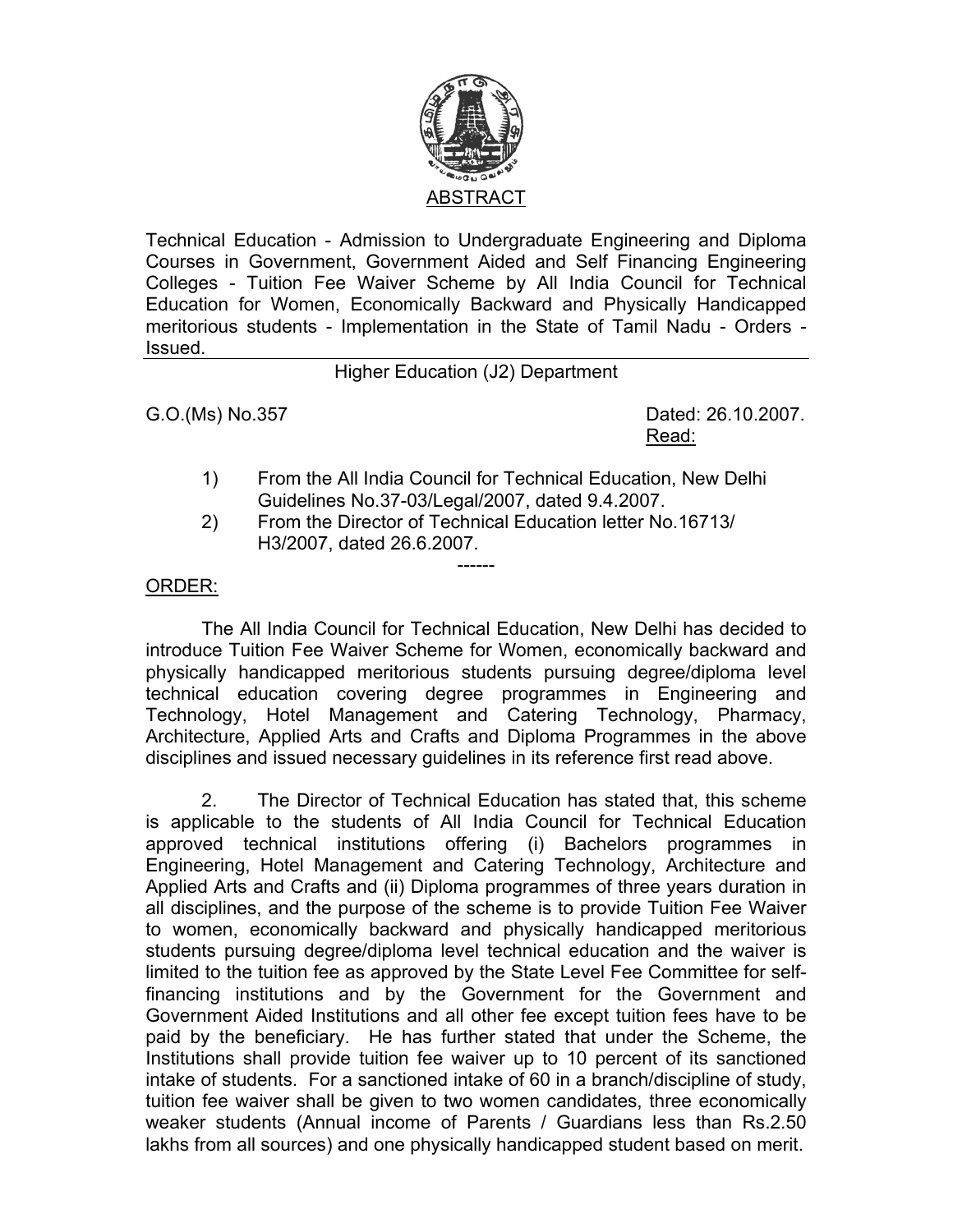# ABSTRACT

Technical Education - Admission to Undergraduate Engineering and Diploma Courses in Government, Government Aided and Self Financing Engineering Colleges - Tuition Fee Waiver Scheme by All India Council for Technical Education for Women, Economically Backward and Physically Handicapped meritorious students - Implementation in the State of Tamil Nadu - Orders - Issued.

---

Higher Education (J2) Department

G.O.(Ms) No.357 Dated: 26.10.2007.

Read:

1) From the All India Council for Technical Education, New Delhi Guidelines No.37-03/Legal/2007, dated 9.4.2007.
2) From the Director of Technical Education letter No.16713/ H3/2007, dated 26.6.2007.

------

ORDER:

The All India Council for Technical Education, New Delhi has decided to introduce Tuition Fee Waiver Scheme for Women, economically backward and physically handicapped meritorious students pursuing degree/diploma level technical education covering degree programmes in Engineering and Technology, Hotel Management and Catering Technology, Pharmacy, Architecture, Applied Arts and Crafts and Diploma Programmes in the above disciplines and issued necessary guidelines in its reference first read above.

2. The Director of Technical Education has stated that, this scheme is applicable to the students of All India Council for Technical Education approved technical institutions offering (i) Bachelors programmes in Engineering, Hotel Management and Catering Technology, Architecture and Applied Arts and Crafts and (ii) Diploma programmes of three years duration in all disciplines, and the purpose of the scheme is to provide Tuition Fee Waiver to women, economically backward and physically handicapped meritorious students pursuing degree/diploma level technical education and the waiver is limited to the tuition fee as approved by the State Level Fee Committee for self-financing institutions and by the Government for the Government and Government Aided Institutions and all other fee except tuition fees have to be paid by the beneficiary. He has further stated that under the Scheme, the Institutions shall provide tuition fee waiver up to 10 percent of its sanctioned intake of students. For a sanctioned intake of 60 in a branch/discipline of study, tuition fee waiver shall be given to two women candidates, three economically weaker students (Annual income of Parents / Guardians less than Rs.2.50 lakhs from all sources) and one physically handicapped student based on merit.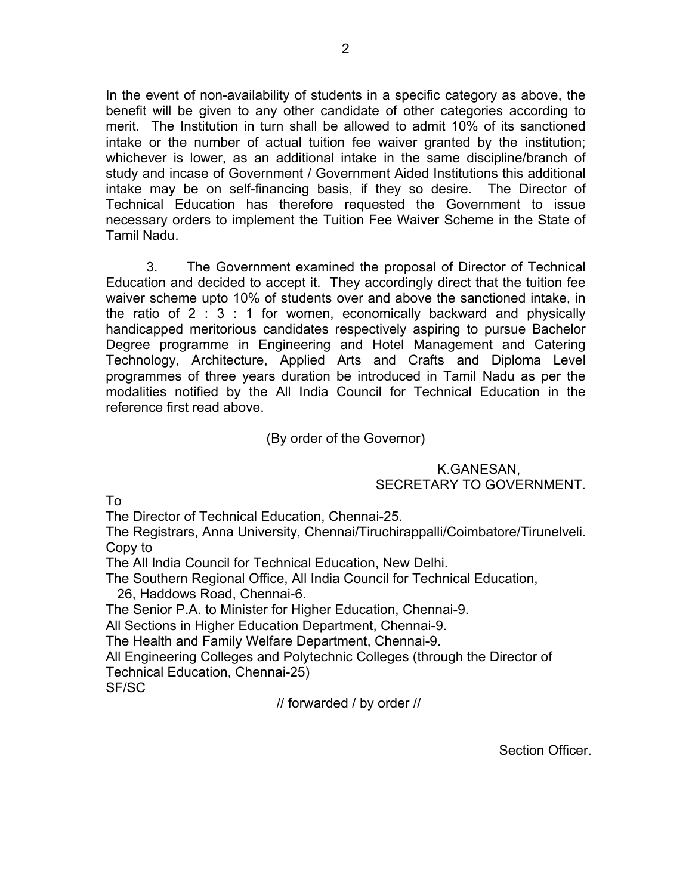In the event of non-availability of students in a specific category as above, the benefit will be given to any other candidate of other categories according to merit. The Institution in turn shall be allowed to admit 10% of its sanctioned intake or the number of actual tuition fee waiver granted by the institution; whichever is lower, as an additional intake in the same discipline/branch of study and incase of Government / Government Aided Institutions this additional intake may be on self-financing basis, if they so desire. The Director of Technical Education has therefore requested the Government to issue necessary orders to implement the Tuition Fee Waiver Scheme in the State of Tamil Nadu.

3. The Government examined the proposal of Director of Technical Education and decided to accept it. They accordingly direct that the tuition fee waiver scheme upto 10% of students over and above the sanctioned intake, in the ratio of 2 : 3 : 1 for women, economically backward and physically handicapped meritorious candidates respectively aspiring to pursue Bachelor Degree programme in Engineering and Hotel Management and Catering Technology, Architecture, Applied Arts and Crafts and Diploma Level programmes of three years duration be introduced in Tamil Nadu as per the modalities notified by the All India Council for Technical Education in the reference first read above.

(By order of the Governor)

K.GANESAN,
SECRETARY TO GOVERNMENT.

To

The Director of Technical Education, Chennai-25.

The Registrars, Anna University, Chennai/Tiruchirappalli/Coimbatore/Tirunelveli.

Copy to

The All India Council for Technical Education, New Delhi.

The Southern Regional Office, All India Council for Technical Education, 26, Haddows Road, Chennai-6.

The Senior P.A. to Minister for Higher Education, Chennai-9.

All Sections in Higher Education Department, Chennai-9.

The Health and Family Welfare Department, Chennai-9.

All Engineering Colleges and Polytechnic Colleges (through the Director of Technical Education, Chennai-25)

SF/SC

// forwarded / by order //

Section Officer.